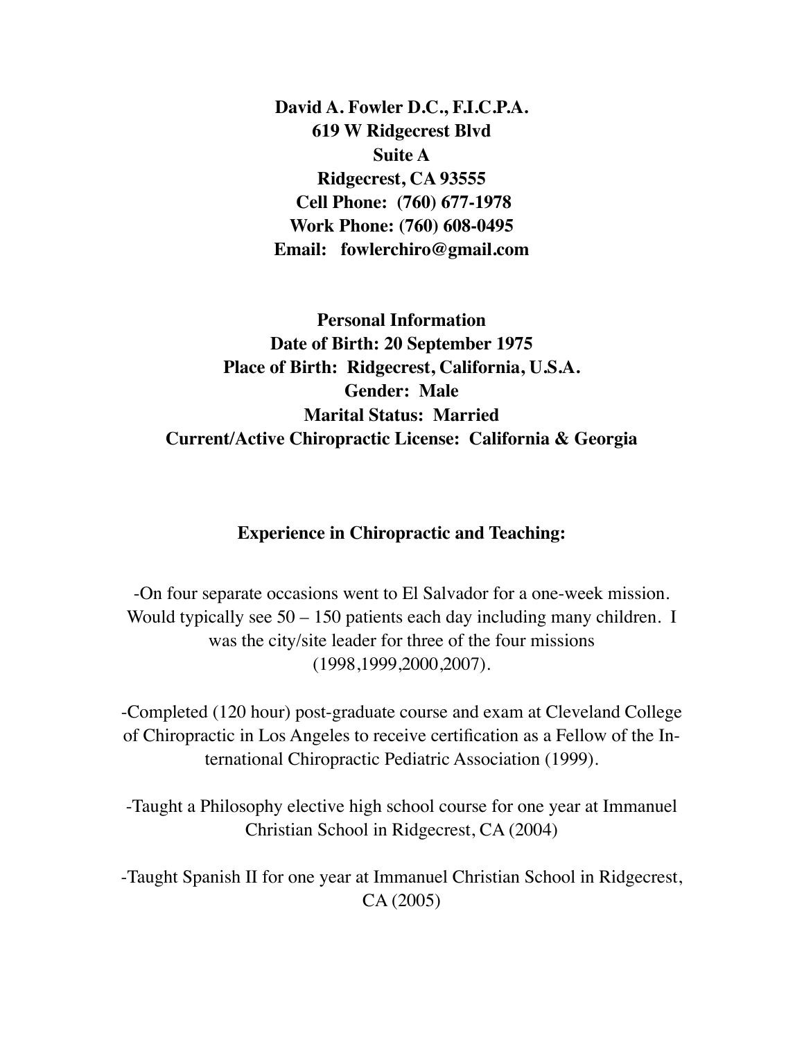**David A. Fowler D.C., F.I.C.P.A.**
**619 W Ridgecrest Blvd**
**Suite A**
**Ridgecrest, CA 93555**
**Cell Phone: (760) 677-1978**
**Work Phone: (760) 608-0495**
**Email: fowlerchiro@gmail.com**

**Personal Information**
**Date of Birth: 20 September 1975**
**Place of Birth: Ridgecrest, California, U.S.A.**
**Gender: Male**
**Marital Status: Married**
**Current/Active Chiropractic License: California & Georgia**

## Experience in Chiropractic and Teaching:

-On four separate occasions went to El Salvador for a one-week mission. Would typically see 50 – 150 patients each day including many children. I was the city/site leader for three of the four missions (1998,1999,2000,2007).

-Completed (120 hour) post-graduate course and exam at Cleveland College of Chiropractic in Los Angeles to receive certification as a Fellow of the International Chiropractic Pediatric Association (1999).

-Taught a Philosophy elective high school course for one year at Immanuel Christian School in Ridgecrest, CA (2004)

-Taught Spanish II for one year at Immanuel Christian School in Ridgecrest, CA (2005)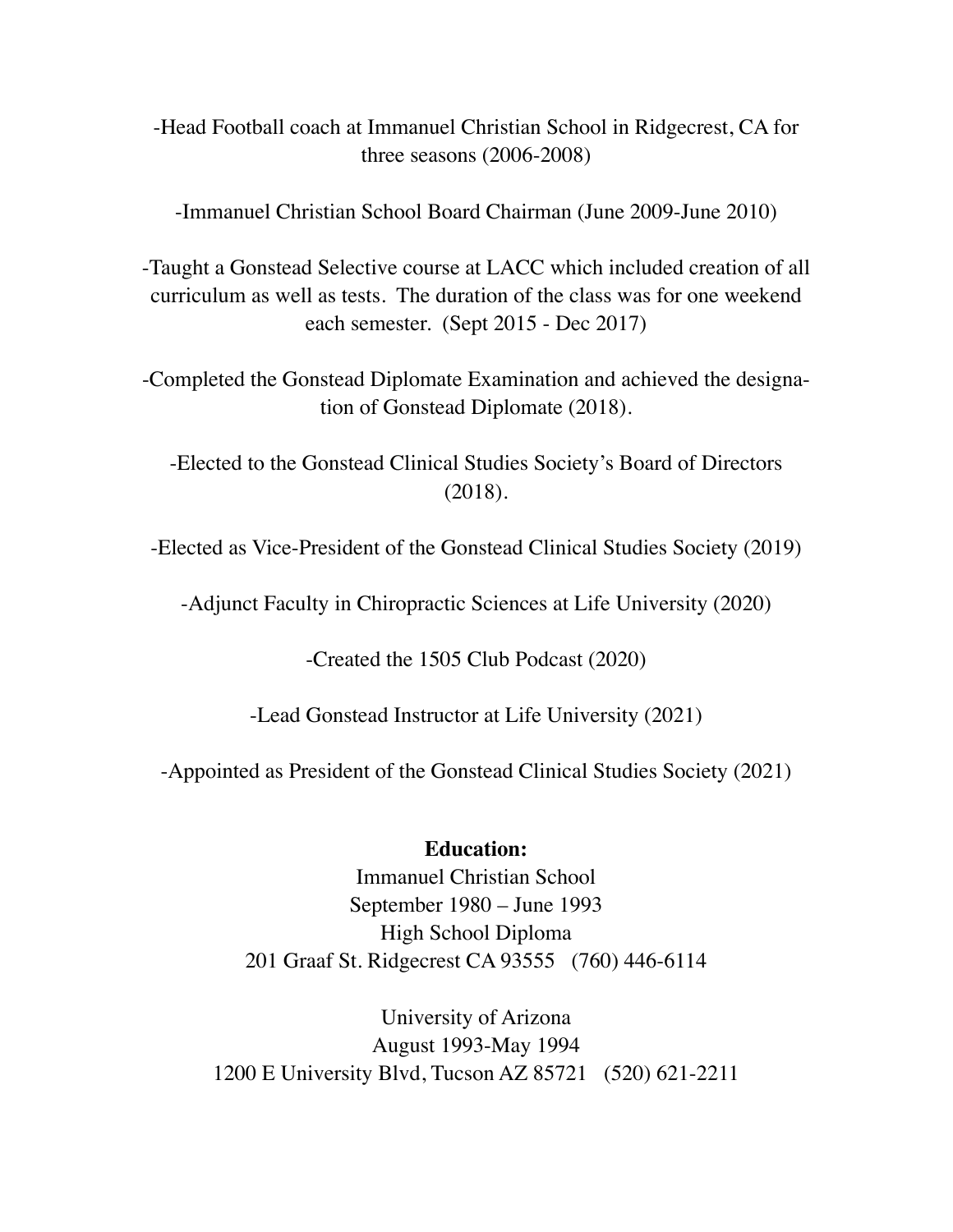-Head Football coach at Immanuel Christian School in Ridgecrest, CA for three seasons (2006-2008)

-Immanuel Christian School Board Chairman (June 2009-June 2010)

-Taught a Gonstead Selective course at LACC which included creation of all curriculum as well as tests. The duration of the class was for one weekend each semester. (Sept 2015 - Dec 2017)

-Completed the Gonstead Diplomate Examination and achieved the designation of Gonstead Diplomate (2018).

-Elected to the Gonstead Clinical Studies Society's Board of Directors (2018).

-Elected as Vice-President of the Gonstead Clinical Studies Society (2019)

-Adjunct Faculty in Chiropractic Sciences at Life University (2020)

-Created the 1505 Club Podcast (2020)

-Lead Gonstead Instructor at Life University (2021)

-Appointed as President of the Gonstead Clinical Studies Society (2021)

**Education:**

Immanuel Christian School
September 1980 – June 1993
High School Diploma
201 Graaf St. Ridgecrest CA 93555 (760) 446-6114

University of Arizona
August 1993-May 1994
1200 E University Blvd, Tucson AZ 85721 (520) 621-2211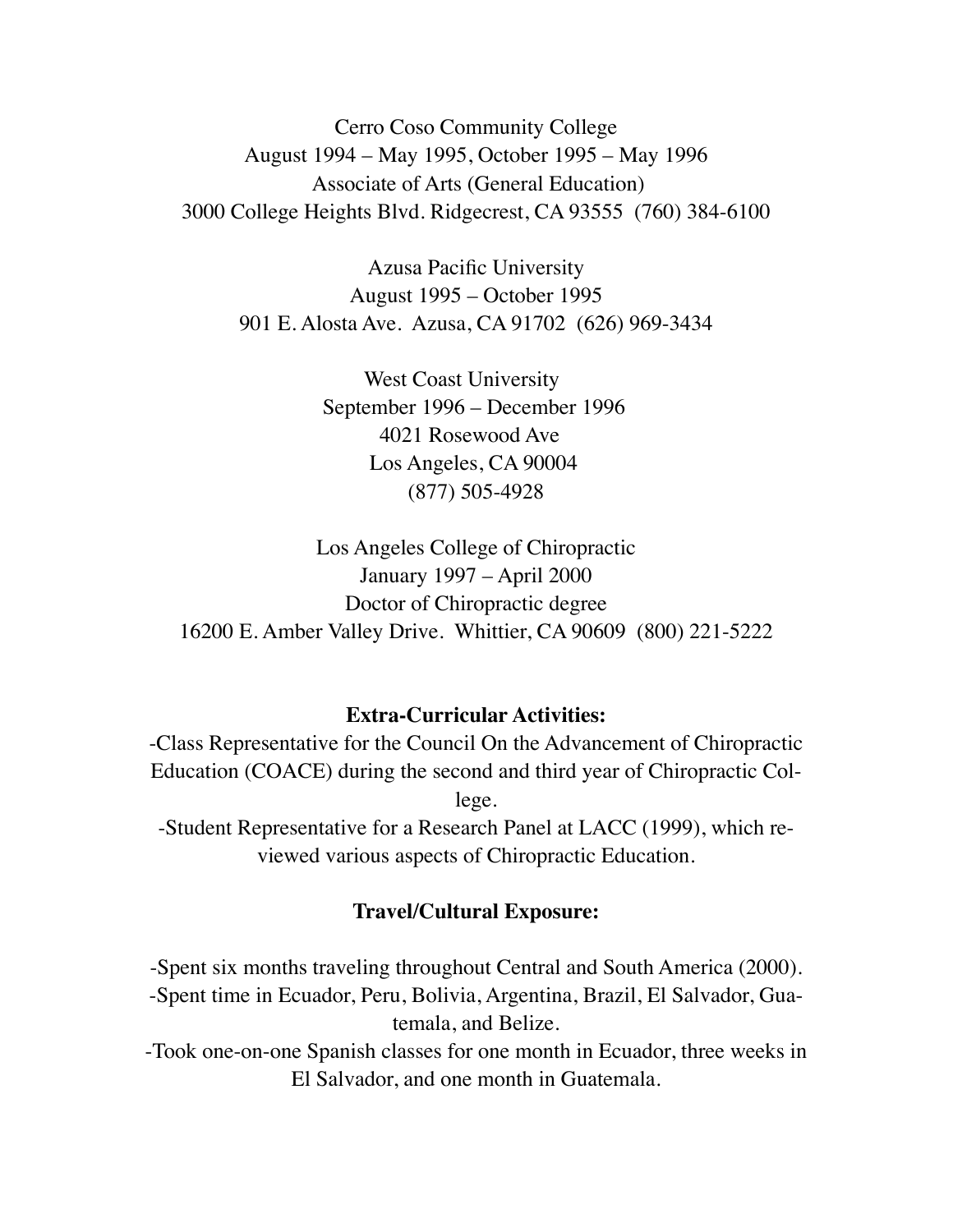Cerro Coso Community College  
August 1994 – May 1995, October 1995 – May 1996  
Associate of Arts (General Education)  
3000 College Heights Blvd. Ridgecrest, CA 93555 (760) 384-6100

Azusa Pacific University  
August 1995 – October 1995  
901 E. Alosta Ave. Azusa, CA 91702 (626) 969-3434

West Coast University  
September 1996 – December 1996  
4021 Rosewood Ave  
Los Angeles, CA 90004  
(877) 505-4928

Los Angeles College of Chiropractic  
January 1997 – April 2000  
Doctor of Chiropractic degree  
16200 E. Amber Valley Drive. Whittier, CA 90609 (800) 221-5222

**Extra-Curricular Activities:**

-Class Representative for the Council On the Advancement of Chiropractic Education (COACE) during the second and third year of Chiropractic College.  
-Student Representative for a Research Panel at LACC (1999), which reviewed various aspects of Chiropractic Education.

**Travel/Cultural Exposure:**

-Spent six months traveling throughout Central and South America (2000).  
-Spent time in Ecuador, Peru, Bolivia, Argentina, Brazil, El Salvador, Guatemala, and Belize.  
-Took one-on-one Spanish classes for one month in Ecuador, three weeks in El Salvador, and one month in Guatemala.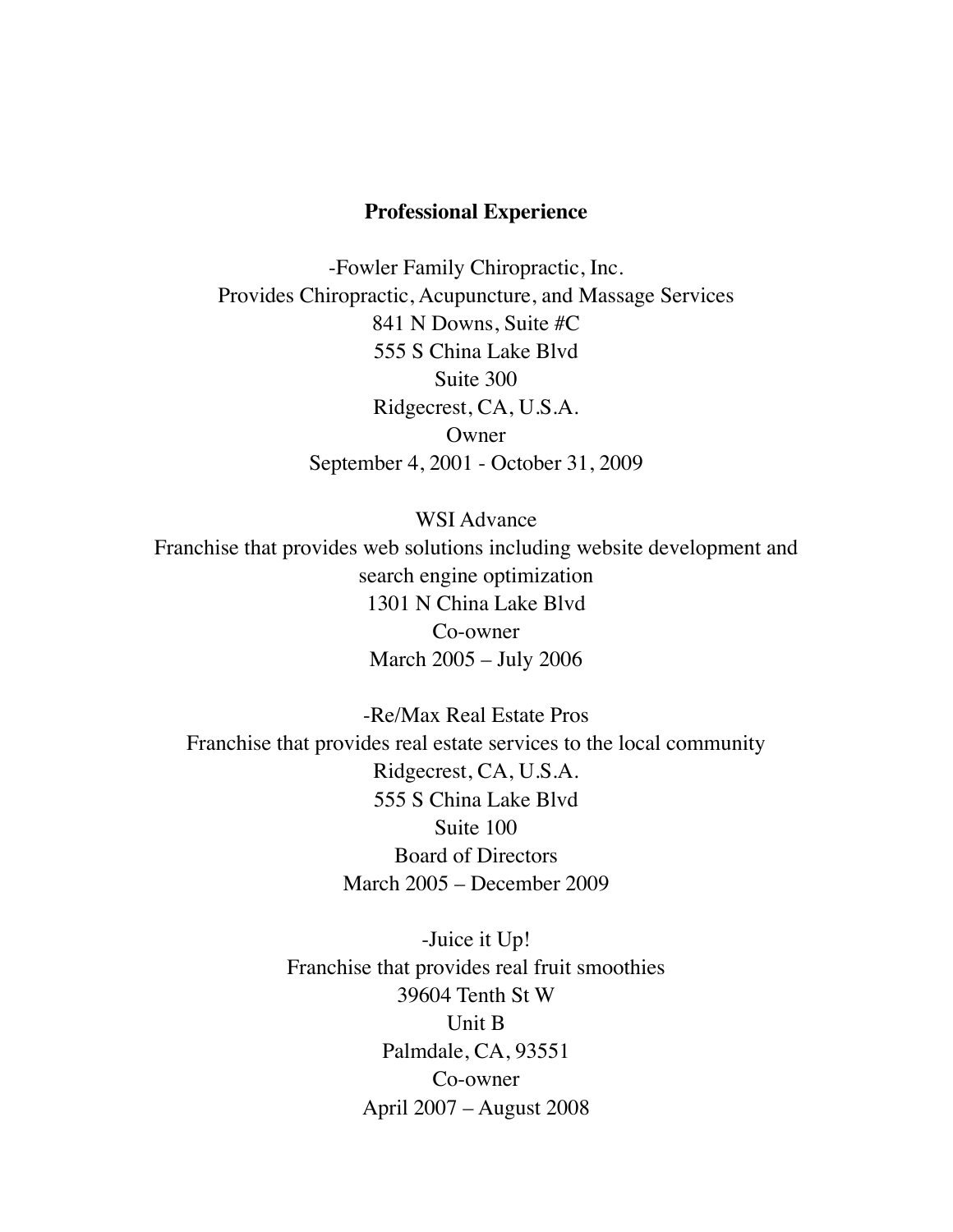## Professional Experience

-Fowler Family Chiropractic, Inc.
Provides Chiropractic, Acupuncture, and Massage Services
841 N Downs, Suite #C
555 S China Lake Blvd
Suite 300
Ridgecrest, CA, U.S.A.
Owner
September 4, 2001 - October 31, 2009

WSI Advance
Franchise that provides web solutions including website development and search engine optimization
1301 N China Lake Blvd
Co-owner
March 2005 – July 2006

-Re/Max Real Estate Pros
Franchise that provides real estate services to the local community
Ridgecrest, CA, U.S.A.
555 S China Lake Blvd
Suite 100
Board of Directors
March 2005 – December 2009

-Juice it Up!
Franchise that provides real fruit smoothies
39604 Tenth St W
Unit B
Palmdale, CA, 93551
Co-owner
April 2007 – August 2008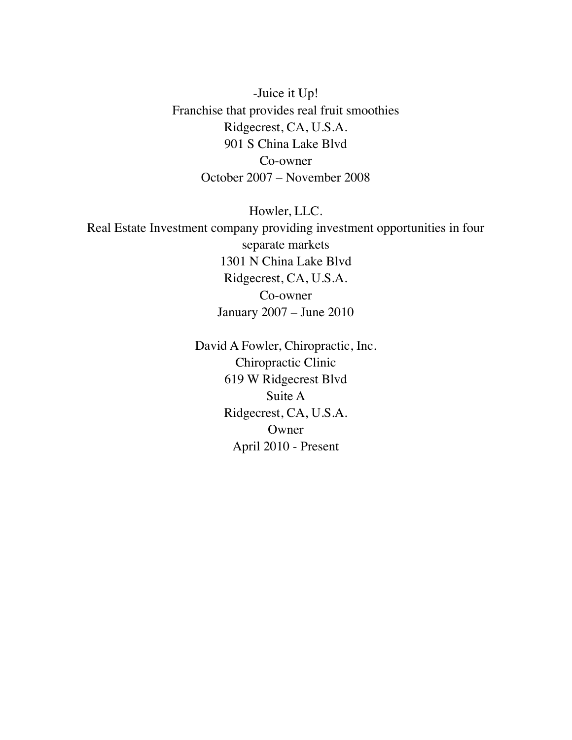-Juice it Up!
Franchise that provides real fruit smoothies
Ridgecrest, CA, U.S.A.
901 S China Lake Blvd
Co-owner
October 2007 – November 2008

Howler, LLC.
Real Estate Investment company providing investment opportunities in four separate markets
1301 N China Lake Blvd
Ridgecrest, CA, U.S.A.
Co-owner
January 2007 – June 2010

David A Fowler, Chiropractic, Inc.
Chiropractic Clinic
619 W Ridgecrest Blvd
Suite A
Ridgecrest, CA, U.S.A.
Owner
April 2010 - Present